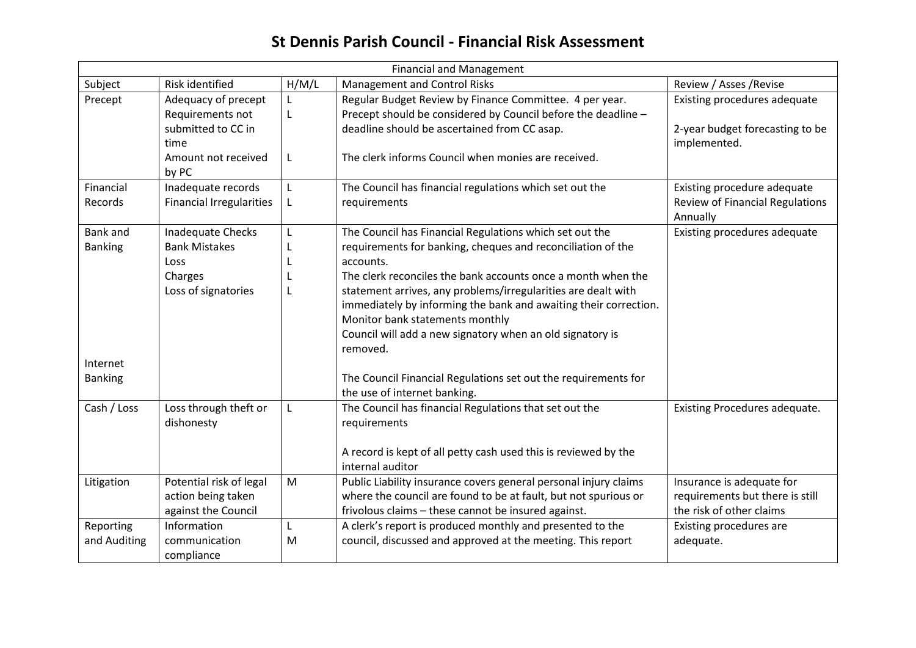# St Dennis Parish Council - Financial Risk Assessment

| Financial and Management | | | | |
|---|---|---|---|---|
| Subject | Risk identified | H/M/L | Management and Control Risks | Review / Asses /Revise |
| Precept | Adequacy of precept<br>Requirements not submitted to CC in time<br>Amount not received by PC | L<br>L<br><br>L | Regular Budget Review by Finance Committee. 4 per year.<br>Precept should be considered by Council before the deadline – deadline should be ascertained from CC asap.<br><br>The clerk informs Council when monies are received. | Existing procedures adequate<br><br>2-year budget forecasting to be implemented. |
| Financial Records | Inadequate records<br>Financial Irregularities | L<br>L | The Council has financial regulations which set out the requirements | Existing procedure adequate<br>Review of Financial Regulations Annually |
| Bank and Banking<br><br><br><br><br><br><br>Internet Banking | Inadequate Checks<br>Bank Mistakes<br>Loss<br>Charges<br>Loss of signatories | L<br>L<br>L<br>L<br>L | The Council has Financial Regulations which set out the requirements for banking, cheques and reconciliation of the accounts.<br>The clerk reconciles the bank accounts once a month when the statement arrives, any problems/irregularities are dealt with immediately by informing the bank and awaiting their correction.<br>Monitor bank statements monthly<br>Council will add a new signatory when an old signatory is removed.<br><br>The Council Financial Regulations set out the requirements for the use of internet banking. | Existing procedures adequate |
| Cash / Loss | Loss through theft or dishonesty | L | The Council has financial Regulations that set out the requirements<br><br>A record is kept of all petty cash used this is reviewed by the internal auditor | Existing Procedures adequate. |
| Litigation | Potential risk of legal action being taken against the Council | M | Public Liability insurance covers general personal injury claims where the council are found to be at fault, but not spurious or frivolous claims – these cannot be insured against. | Insurance is adequate for requirements but there is still the risk of other claims |
| Reporting and Auditing | Information communication compliance | L<br>M | A clerk's report is produced monthly and presented to the council, discussed and approved at the meeting. This report | Existing procedures are adequate. |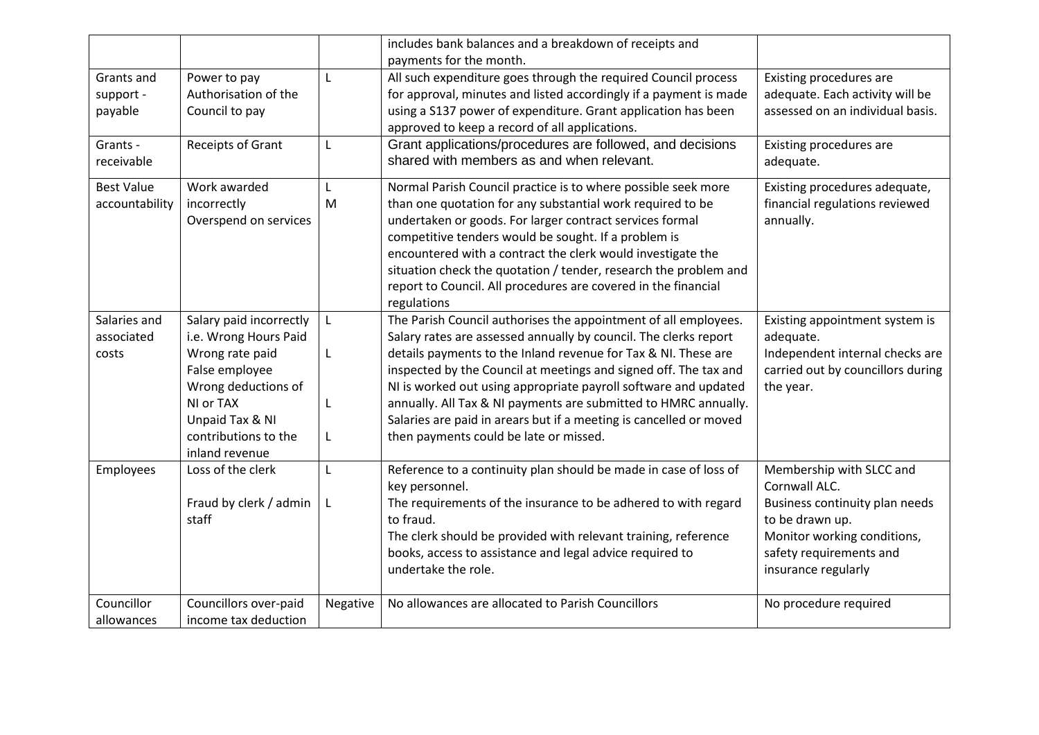|  |  |  | includes bank balances and a breakdown of receipts and payments for the month. |  |
|---|---|---|---|---|
| Grants and support - payable | Power to pay Authorisation of the Council to pay | L | All such expenditure goes through the required Council process for approval, minutes and listed accordingly if a payment is made using a S137 power of expenditure. Grant application has been approved to keep a record of all applications. | Existing procedures are adequate. Each activity will be assessed on an individual basis. |
| Grants - receivable | Receipts of Grant | L | Grant applications/procedures are followed, and decisions shared with members as and when relevant. | Existing procedures are adequate. |
| Best Value accountability | Work awarded incorrectly<br>Overspend on services | L<br>M | Normal Parish Council practice is to where possible seek more than one quotation for any substantial work required to be undertaken or goods. For larger contract services formal competitive tenders would be sought. If a problem is encountered with a contract the clerk would investigate the situation check the quotation / tender, research the problem and report to Council. All procedures are covered in the financial regulations | Existing procedures adequate, financial regulations reviewed annually. |
| Salaries and associated costs | Salary paid incorrectly i.e. Wrong Hours Paid<br>Wrong rate paid<br>False employee<br>Wrong deductions of NI or TAX<br>Unpaid Tax & NI contributions to the inland revenue | L<br>L<br>L<br>L | The Parish Council authorises the appointment of all employees. Salary rates are assessed annually by council. The clerks report details payments to the Inland revenue for Tax & NI. These are inspected by the Council at meetings and signed off. The tax and NI is worked out using appropriate payroll software and updated annually. All Tax & NI payments are submitted to HMRC annually. Salaries are paid in arears but if a meeting is cancelled or moved then payments could be late or missed. | Existing appointment system is adequate.<br>Independent internal checks are carried out by councillors during the year. |
| Employees | Loss of the clerk<br>Fraud by clerk / admin staff | L<br>L | Reference to a continuity plan should be made in case of loss of key personnel.<br>The requirements of the insurance to be adhered to with regard to fraud.<br>The clerk should be provided with relevant training, reference books, access to assistance and legal advice required to undertake the role. | Membership with SLCC and Cornwall ALC.<br>Business continuity plan needs to be drawn up.<br>Monitor working conditions, safety requirements and insurance regularly |
| Councillor allowances | Councillors over-paid income tax deduction | Negative | No allowances are allocated to Parish Councillors | No procedure required |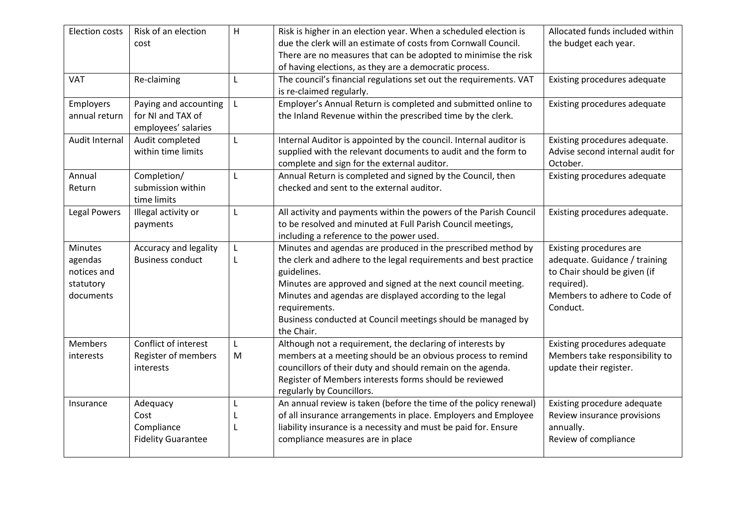| Election costs | Risk of an election cost | H | Risk is higher in an election year. When a scheduled election is due the clerk will an estimate of costs from Cornwall Council. There are no measures that can be adopted to minimise the risk of having elections, as they are a democratic process. | Allocated funds included within the budget each year. |
|---|---|---|---|---|
| VAT | Re-claiming | L | The council's financial regulations set out the requirements. VAT is re-claimed regularly. | Existing procedures adequate |
| Employers annual return | Paying and accounting for NI and TAX of employees' salaries | L | Employer's Annual Return is completed and submitted online to the Inland Revenue within the prescribed time by the clerk. | Existing procedures adequate |
| Audit Internal | Audit completed within time limits | L | Internal Auditor is appointed by the council. Internal auditor is supplied with the relevant documents to audit and the form to complete and sign for the external auditor. | Existing procedures adequate. Advise second internal audit for October. |
| Annual Return | Completion/ submission within time limits | L | Annual Return is completed and signed by the Council, then checked and sent to the external auditor. | Existing procedures adequate |
| Legal Powers | Illegal activity or payments | L | All activity and payments within the powers of the Parish Council to be resolved and minuted at Full Parish Council meetings, including a reference to the power used. | Existing procedures adequate. |
| Minutes agendas notices and statutory documents | Accuracy and legality<br>Business conduct | L<br>L | Minutes and agendas are produced in the prescribed method by the clerk and adhere to the legal requirements and best practice guidelines.<br>Minutes are approved and signed at the next council meeting.<br>Minutes and agendas are displayed according to the legal requirements.<br>Business conducted at Council meetings should be managed by the Chair. | Existing procedures are adequate. Guidance / training to Chair should be given (if required).<br>Members to adhere to Code of Conduct. |
| Members interests | Conflict of interest<br>Register of members interests | L<br>M | Although not a requirement, the declaring of interests by members at a meeting should be an obvious process to remind councillors of their duty and should remain on the agenda.<br>Register of Members interests forms should be reviewed regularly by Councillors. | Existing procedures adequate<br>Members take responsibility to update their register. |
| Insurance | Adequacy<br>Cost<br>Compliance<br>Fidelity Guarantee | L<br>L<br>L | An annual review is taken (before the time of the policy renewal) of all insurance arrangements in place. Employers and Employee liability insurance is a necessity and must be paid for. Ensure compliance measures are in place | Existing procedure adequate<br>Review insurance provisions annually.<br>Review of compliance |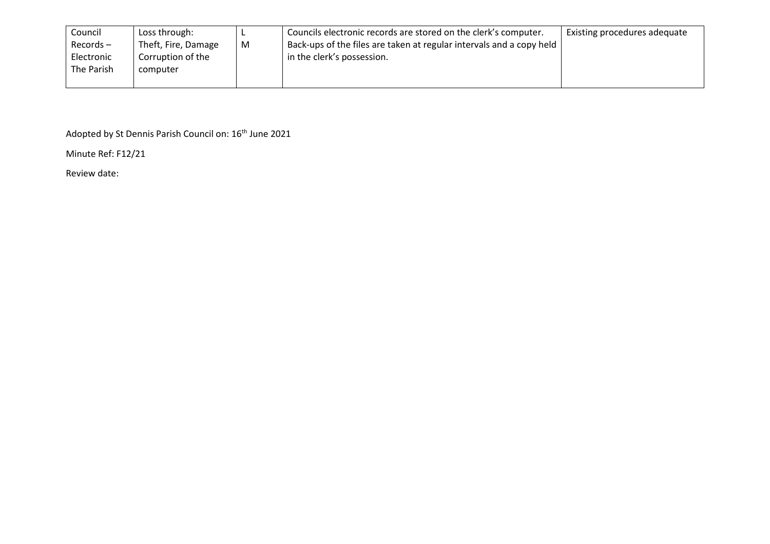| | | | | |
|---|---|---|---|---|
| Council Records – Electronic The Parish | Loss through: Theft, Fire, Damage Corruption of the computer | L M | Councils electronic records are stored on the clerk's computer. Back-ups of the files are taken at regular intervals and a copy held in the clerk's possession. | Existing procedures adequate |

Adopted by St Dennis Parish Council on: 16th June 2021

Minute Ref: F12/21

Review date: